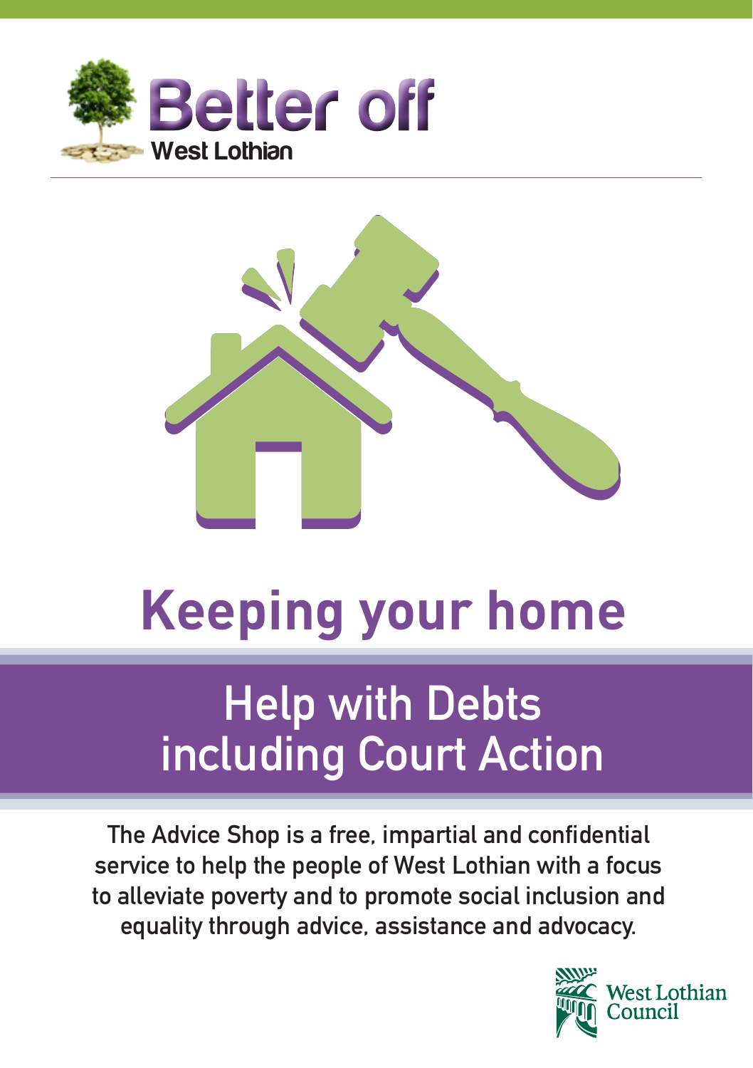Better off
West Lothian

# Keeping your home

## Help with Debts including Court Action

The Advice Shop is a free, impartial and confidential service to help the people of West Lothian with a focus to alleviate poverty and to promote social inclusion and equality through advice, assistance and advocacy.

West Lothian Council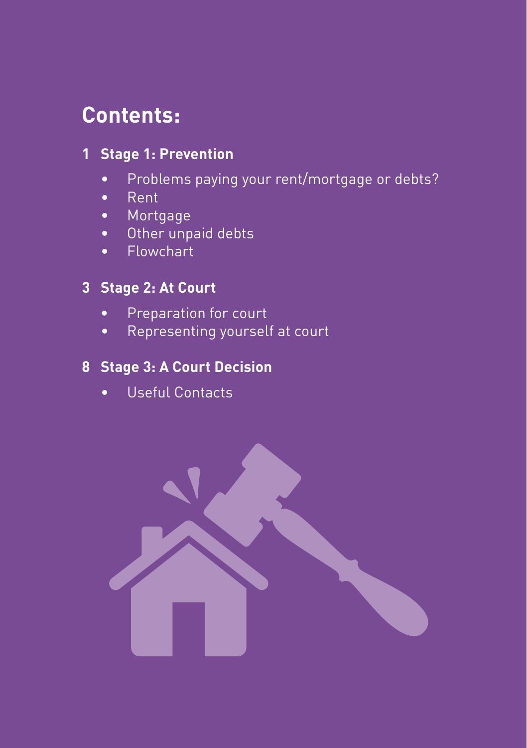# Contents:

**1 Stage 1: Prevention**

- Problems paying your rent/mortgage or debts?
- Rent
- Mortgage
- Other unpaid debts
- Flowchart

**3 Stage 2: At Court**

- Preparation for court
- Representing yourself at court

**8 Stage 3: A Court Decision**

- Useful Contacts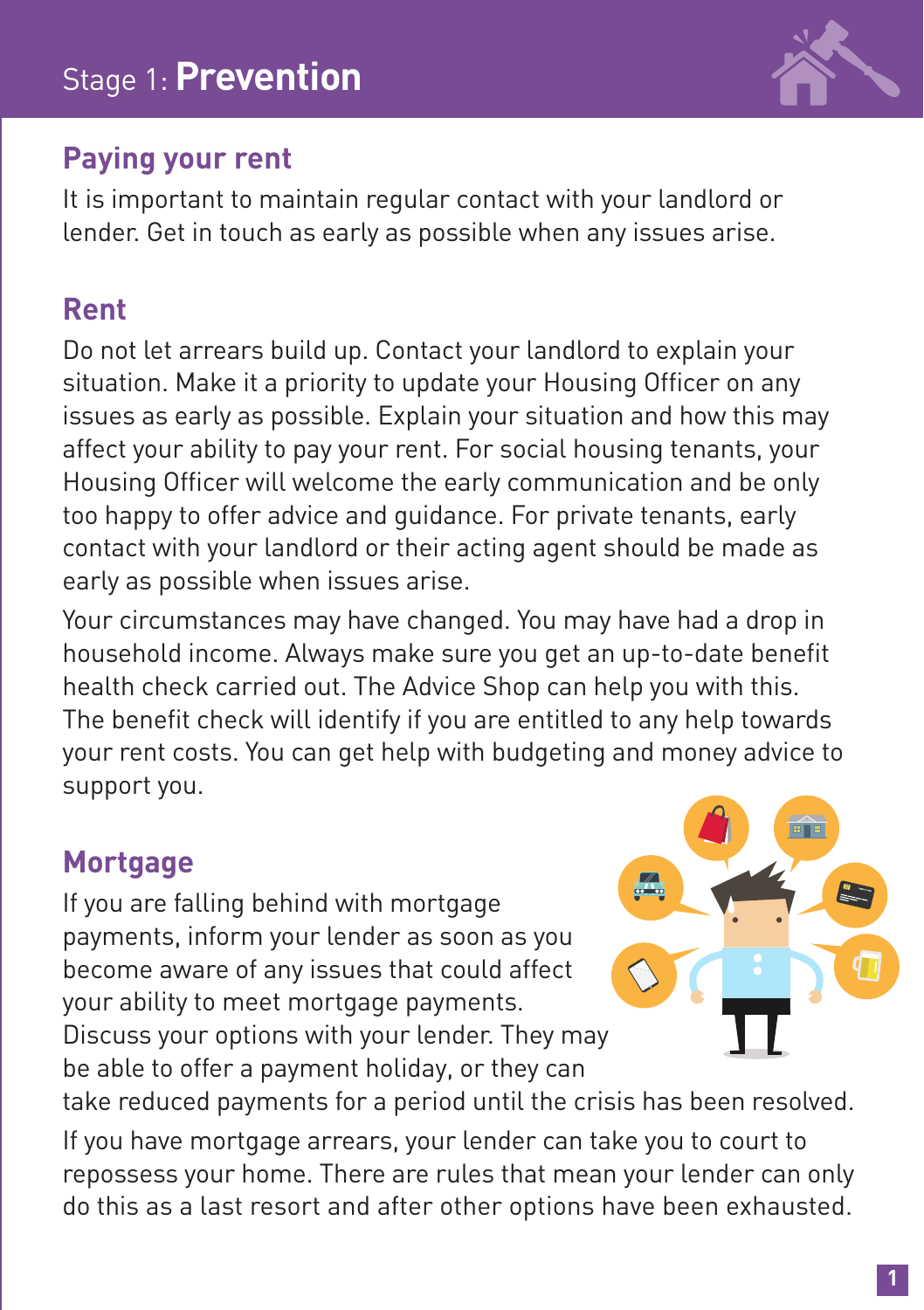# Stage 1: **Prevention**

## Paying your rent

It is important to maintain regular contact with your landlord or lender. Get in touch as early as possible when any issues arise.

## Rent

Do not let arrears build up. Contact your landlord to explain your situation. Make it a priority to update your Housing Officer on any issues as early as possible. Explain your situation and how this may affect your ability to pay your rent. For social housing tenants, your Housing Officer will welcome the early communication and be only too happy to offer advice and guidance. For private tenants, early contact with your landlord or their acting agent should be made as early as possible when issues arise.

Your circumstances may have changed. You may have had a drop in household income. Always make sure you get an up-to-date benefit health check carried out. The Advice Shop can help you with this. The benefit check will identify if you are entitled to any help towards your rent costs. You can get help with budgeting and money advice to support you.

## Mortgage

If you are falling behind with mortgage payments, inform your lender as soon as you become aware of any issues that could affect your ability to meet mortgage payments. Discuss your options with your lender. They may be able to offer a payment holiday, or they can take reduced payments for a period until the crisis has been resolved.

If you have mortgage arrears, your lender can take you to court to repossess your home. There are rules that mean your lender can only do this as a last resort and after other options have been exhausted.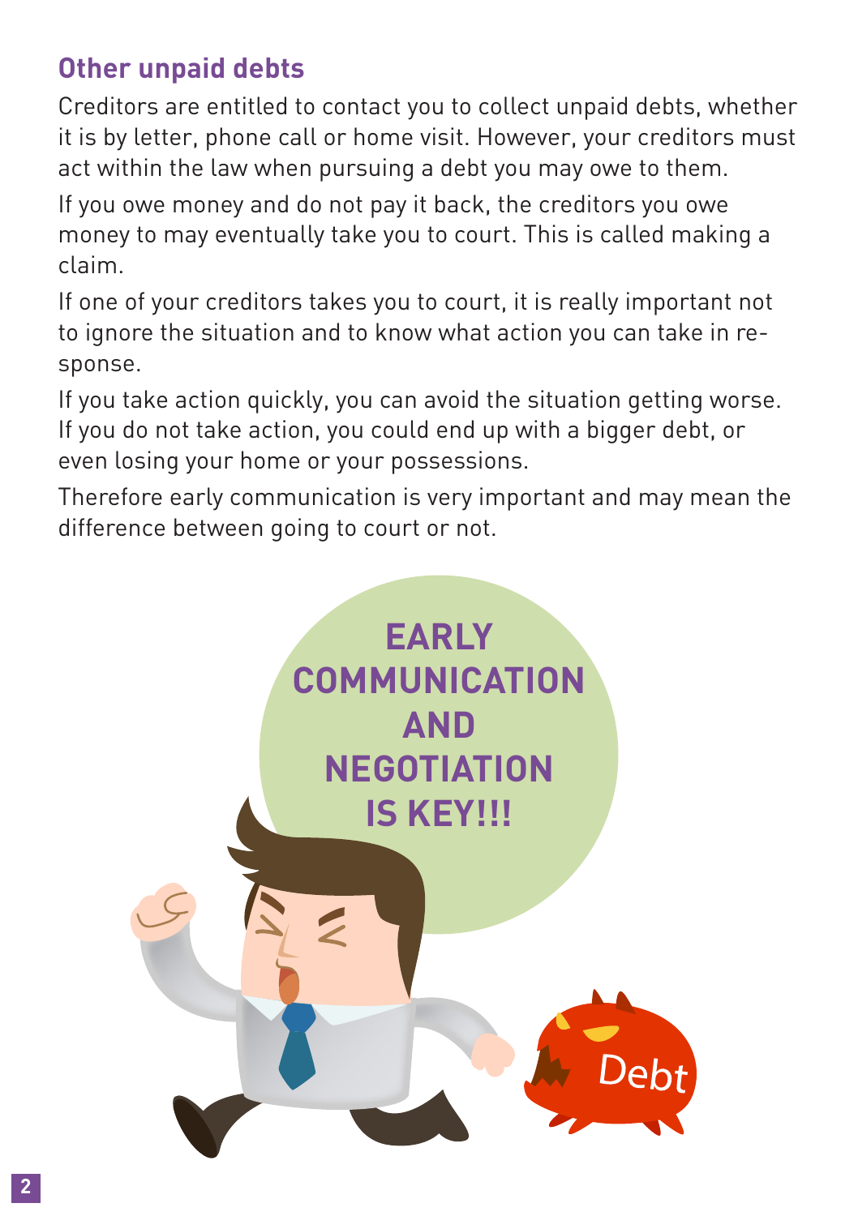## Other unpaid debts

Creditors are entitled to contact you to collect unpaid debts, whether it is by letter, phone call or home visit. However, your creditors must act within the law when pursuing a debt you may owe to them.

If you owe money and do not pay it back, the creditors you owe money to may eventually take you to court. This is called making a claim.

If one of your creditors takes you to court, it is really important not to ignore the situation and to know what action you can take in response.

If you take action quickly, you can avoid the situation getting worse. If you do not take action, you could end up with a bigger debt, or even losing your home or your possessions.

Therefore early communication is very important and may mean the difference between going to court or not.

**EARLY COMMUNICATION AND NEGOTIATION IS KEY!!!**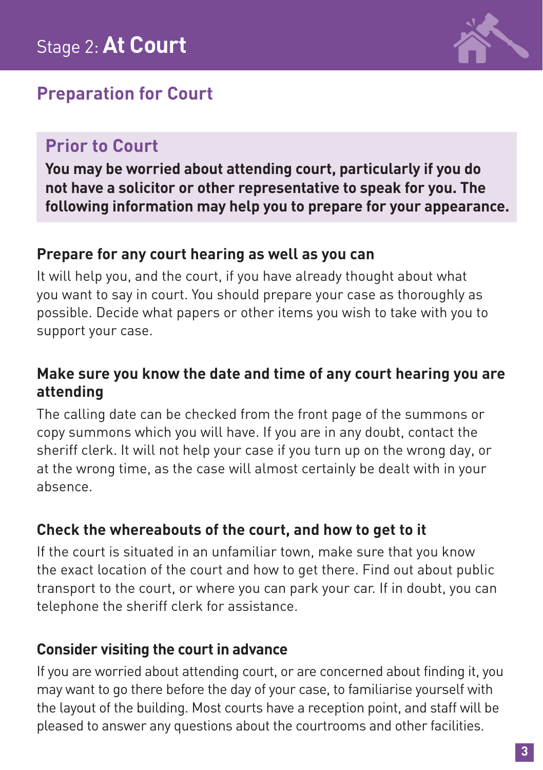# Stage 2: **At Court**

## Preparation for Court

### Prior to Court

**You may be worried about attending court, particularly if you do not have a solicitor or other representative to speak for you. The following information may help you to prepare for your appearance.**

#### Prepare for any court hearing as well as you can

It will help you, and the court, if you have already thought about what you want to say in court. You should prepare your case as thoroughly as possible. Decide what papers or other items you wish to take with you to support your case.

#### Make sure you know the date and time of any court hearing you are attending

The calling date can be checked from the front page of the summons or copy summons which you will have. If you are in any doubt, contact the sheriff clerk. It will not help your case if you turn up on the wrong day, or at the wrong time, as the case will almost certainly be dealt with in your absence.

#### Check the whereabouts of the court, and how to get to it

If the court is situated in an unfamiliar town, make sure that you know the exact location of the court and how to get there. Find out about public transport to the court, or where you can park your car. If in doubt, you can telephone the sheriff clerk for assistance.

#### Consider visiting the court in advance

If you are worried about attending court, or are concerned about finding it, you may want to go there before the day of your case, to familiarise yourself with the layout of the building. Most courts have a reception point, and staff will be pleased to answer any questions about the courtrooms and other facilities.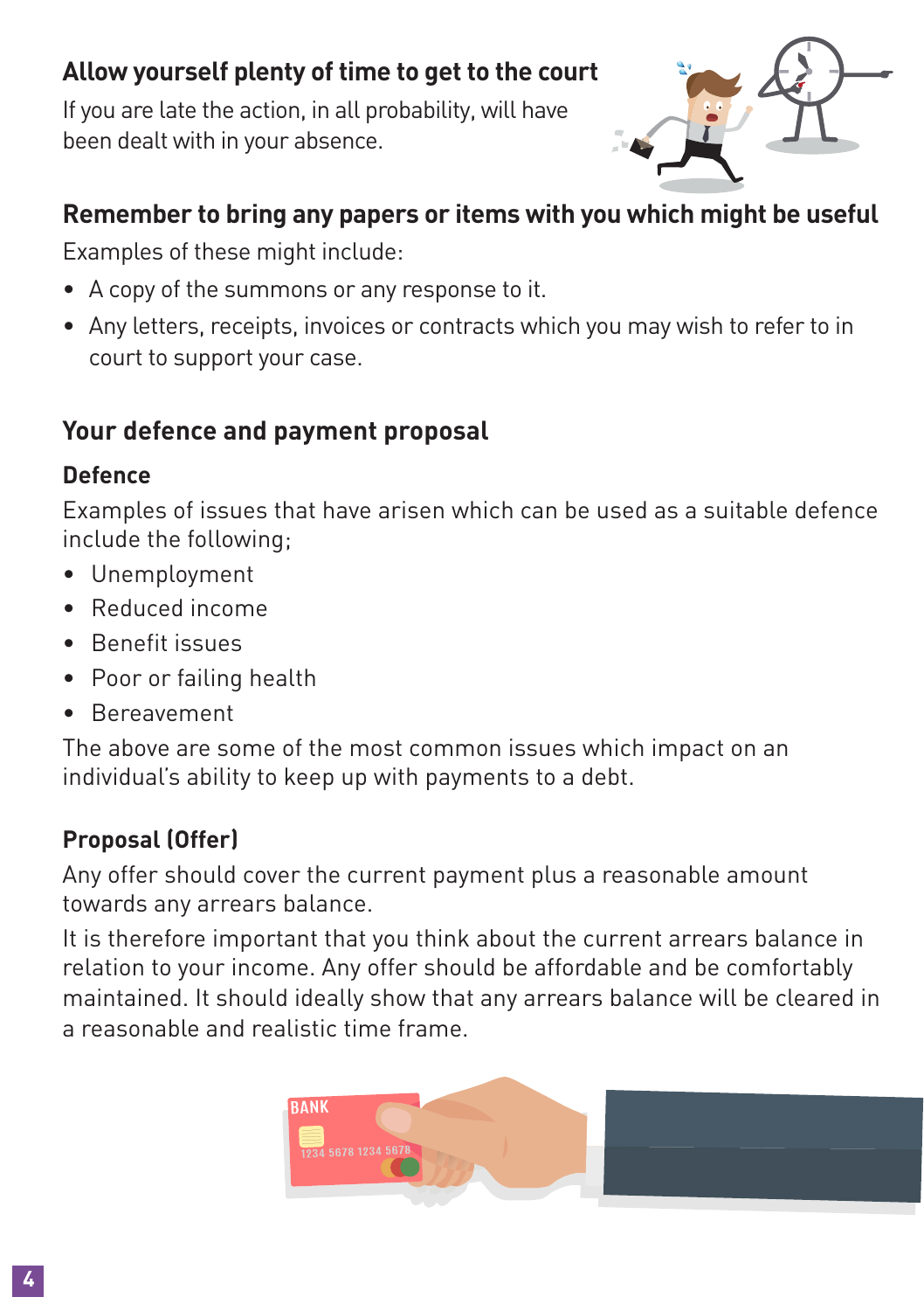## Allow yourself plenty of time to get to the court

If you are late the action, in all probability, will have been dealt with in your absence.

## Remember to bring any papers or items with you which might be useful

Examples of these might include:

- A copy of the summons or any response to it.
- Any letters, receipts, invoices or contracts which you may wish to refer to in court to support your case.

## Your defence and payment proposal

### Defence

Examples of issues that have arisen which can be used as a suitable defence include the following;

- Unemployment
- Reduced income
- Benefit issues
- Poor or failing health
- Bereavement

The above are some of the most common issues which impact on an individual's ability to keep up with payments to a debt.

### Proposal (Offer)

Any offer should cover the current payment plus a reasonable amount towards any arrears balance.

It is therefore important that you think about the current arrears balance in relation to your income. Any offer should be affordable and be comfortably maintained. It should ideally show that any arrears balance will be cleared in a reasonable and realistic time frame.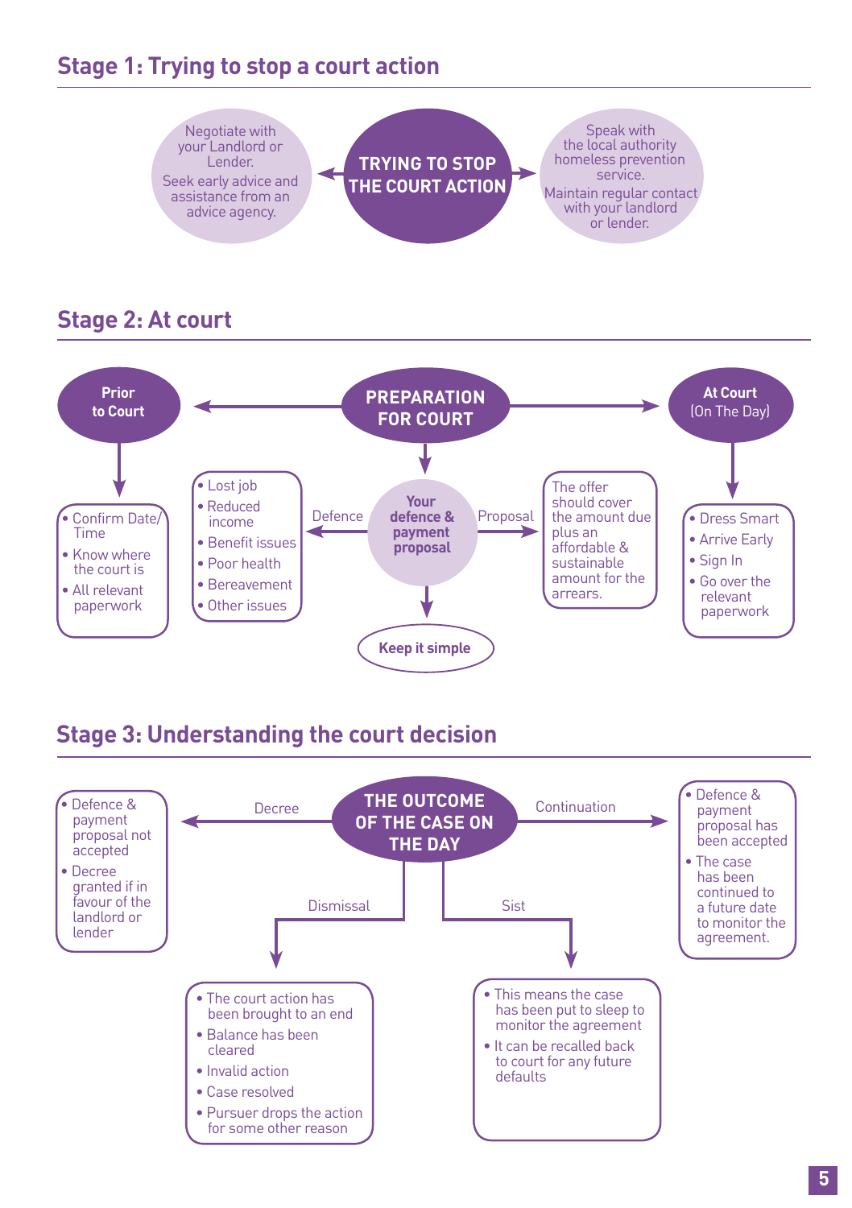## Stage 1: Trying to stop a court action

**TRYING TO STOP THE COURT ACTION**

- Negotiate with your Landlord or Lender.
  Seek early advice and assistance from an advice agency.
- Speak with the local authority homeless prevention service.
  Maintain regular contact with your landlord or lender.

## Stage 2: At court

**PREPARATION FOR COURT**

**Prior to Court**

- Confirm Date/Time
- Know where the court is
- All relevant paperwork

**Your defence & payment proposal**

Defence:

- Lost job
- Reduced income
- Benefit issues
- Poor health
- Bereavement
- Other issues

Proposal:

The offer should cover the amount due plus an affordable & sustainable amount for the arrears.

**Keep it simple**

**At Court** (On The Day)

- Dress Smart
- Arrive Early
- Sign In
- Go over the relevant paperwork

## Stage 3: Understanding the court decision

**THE OUTCOME OF THE CASE ON THE DAY**

Decree:

- Defence & payment proposal not accepted
- Decree granted if in favour of the landlord or lender

Continuation:

- Defence & payment proposal has been accepted
- The case has been continued to a future date to monitor the agreement.

Dismissal:

- The court action has been brought to an end
- Balance has been cleared
- Invalid action
- Case resolved
- Pursuer drops the action for some other reason

Sist:

- This means the case has been put to sleep to monitor the agreement
- It can be recalled back to court for any future defaults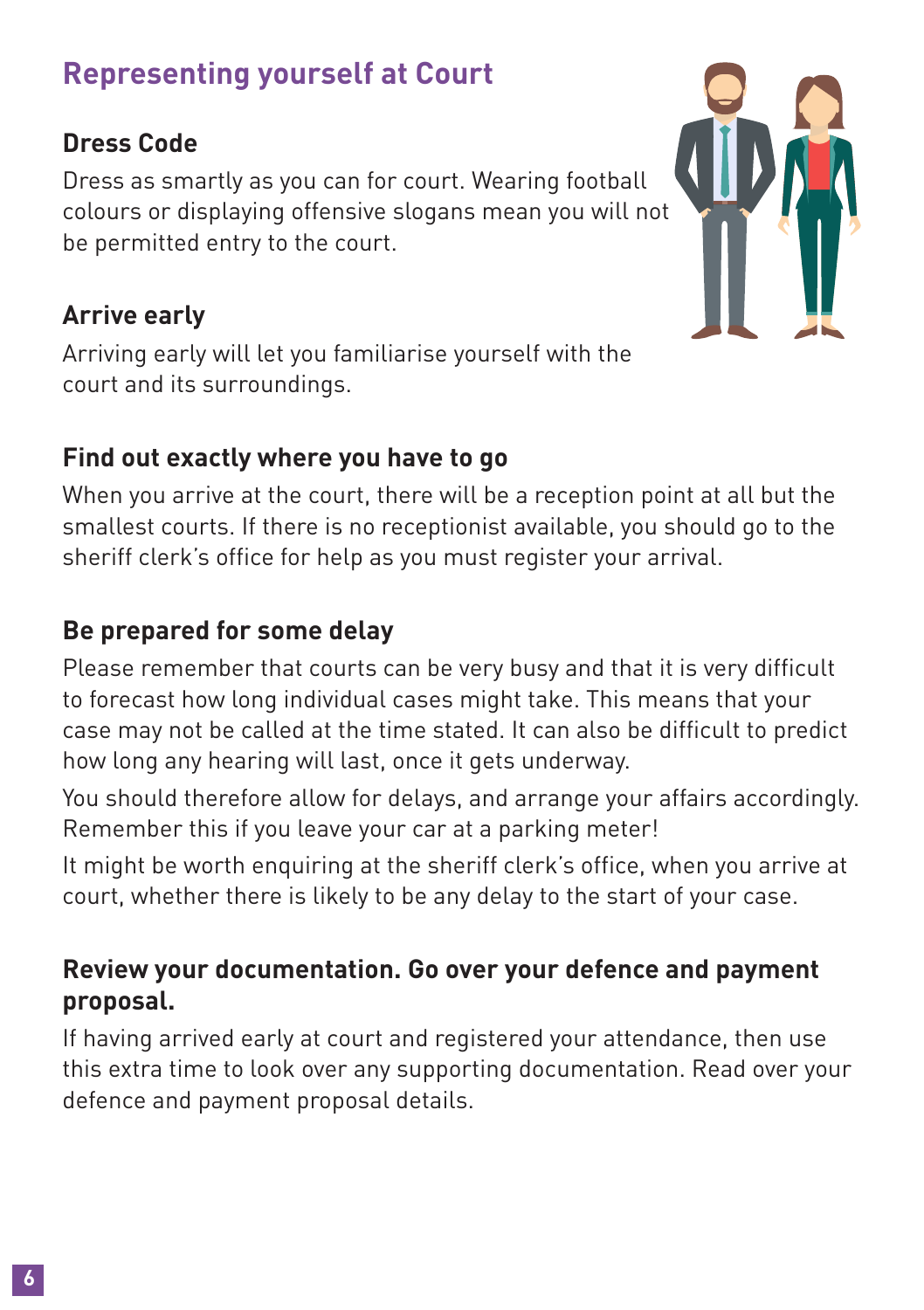## Representing yourself at Court

### Dress Code

Dress as smartly as you can for court. Wearing football colours or displaying offensive slogans mean you will not be permitted entry to the court.

### Arrive early

Arriving early will let you familiarise yourself with the court and its surroundings.

### Find out exactly where you have to go

When you arrive at the court, there will be a reception point at all but the smallest courts. If there is no receptionist available, you should go to the sheriff clerk's office for help as you must register your arrival.

### Be prepared for some delay

Please remember that courts can be very busy and that it is very difficult to forecast how long individual cases might take. This means that your case may not be called at the time stated. It can also be difficult to predict how long any hearing will last, once it gets underway.

You should therefore allow for delays, and arrange your affairs accordingly. Remember this if you leave your car at a parking meter!

It might be worth enquiring at the sheriff clerk's office, when you arrive at court, whether there is likely to be any delay to the start of your case.

### Review your documentation. Go over your defence and payment proposal.

If having arrived early at court and registered your attendance, then use this extra time to look over any supporting documentation. Read over your defence and payment proposal details.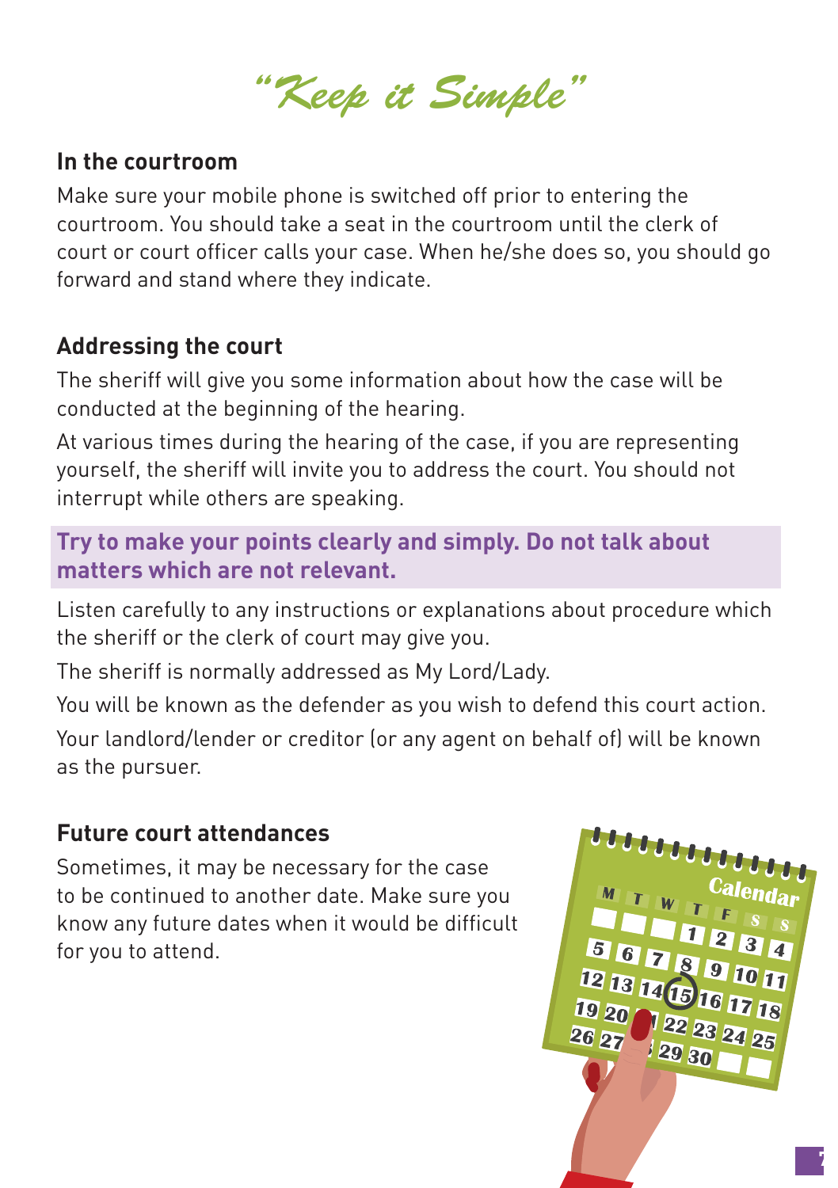*"Keep it Simple"*

## In the courtroom

Make sure your mobile phone is switched off prior to entering the courtroom. You should take a seat in the courtroom until the clerk of court or court officer calls your case. When he/she does so, you should go forward and stand where they indicate.

## Addressing the court

The sheriff will give you some information about how the case will be conducted at the beginning of the hearing.

At various times during the hearing of the case, if you are representing yourself, the sheriff will invite you to address the court. You should not interrupt while others are speaking.

**Try to make your points clearly and simply. Do not talk about matters which are not relevant.**

Listen carefully to any instructions or explanations about procedure which the sheriff or the clerk of court may give you.

The sheriff is normally addressed as My Lord/Lady.

You will be known as the defender as you wish to defend this court action.

Your landlord/lender or creditor (or any agent on behalf of) will be known as the pursuer.

## Future court attendances

Sometimes, it may be necessary for the case to be continued to another date. Make sure you know any future dates when it would be difficult for you to attend.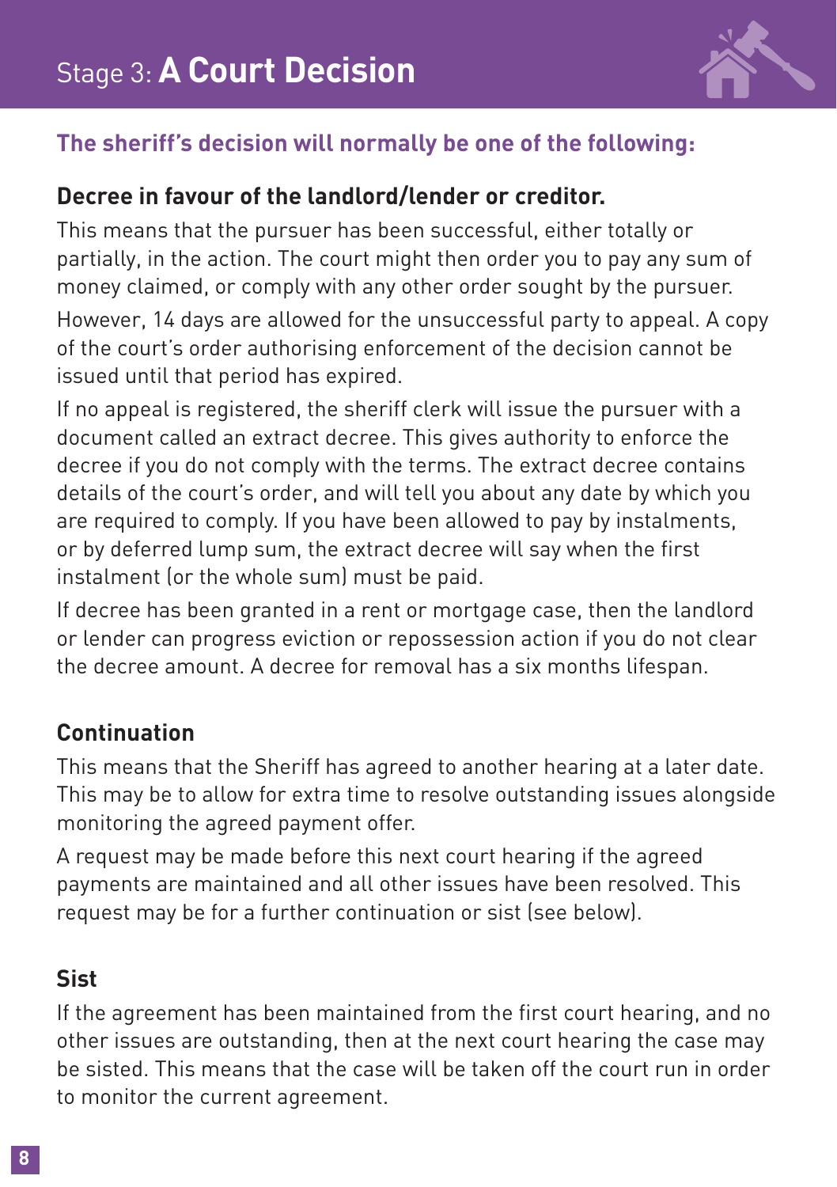# Stage 3: **A Court Decision**

## The sheriff's decision will normally be one of the following:

### Decree in favour of the landlord/lender or creditor.

This means that the pursuer has been successful, either totally or partially, in the action. The court might then order you to pay any sum of money claimed, or comply with any other order sought by the pursuer.

However, 14 days are allowed for the unsuccessful party to appeal. A copy of the court's order authorising enforcement of the decision cannot be issued until that period has expired.

If no appeal is registered, the sheriff clerk will issue the pursuer with a document called an extract decree. This gives authority to enforce the decree if you do not comply with the terms. The extract decree contains details of the court's order, and will tell you about any date by which you are required to comply. If you have been allowed to pay by instalments, or by deferred lump sum, the extract decree will say when the first instalment (or the whole sum) must be paid.

If decree has been granted in a rent or mortgage case, then the landlord or lender can progress eviction or repossession action if you do not clear the decree amount. A decree for removal has a six months lifespan.

### Continuation

This means that the Sheriff has agreed to another hearing at a later date. This may be to allow for extra time to resolve outstanding issues alongside monitoring the agreed payment offer.

A request may be made before this next court hearing if the agreed payments are maintained and all other issues have been resolved. This request may be for a further continuation or sist (see below).

### Sist

If the agreement has been maintained from the first court hearing, and no other issues are outstanding, then at the next court hearing the case may be sisted. This means that the case will be taken off the court run in order to monitor the current agreement.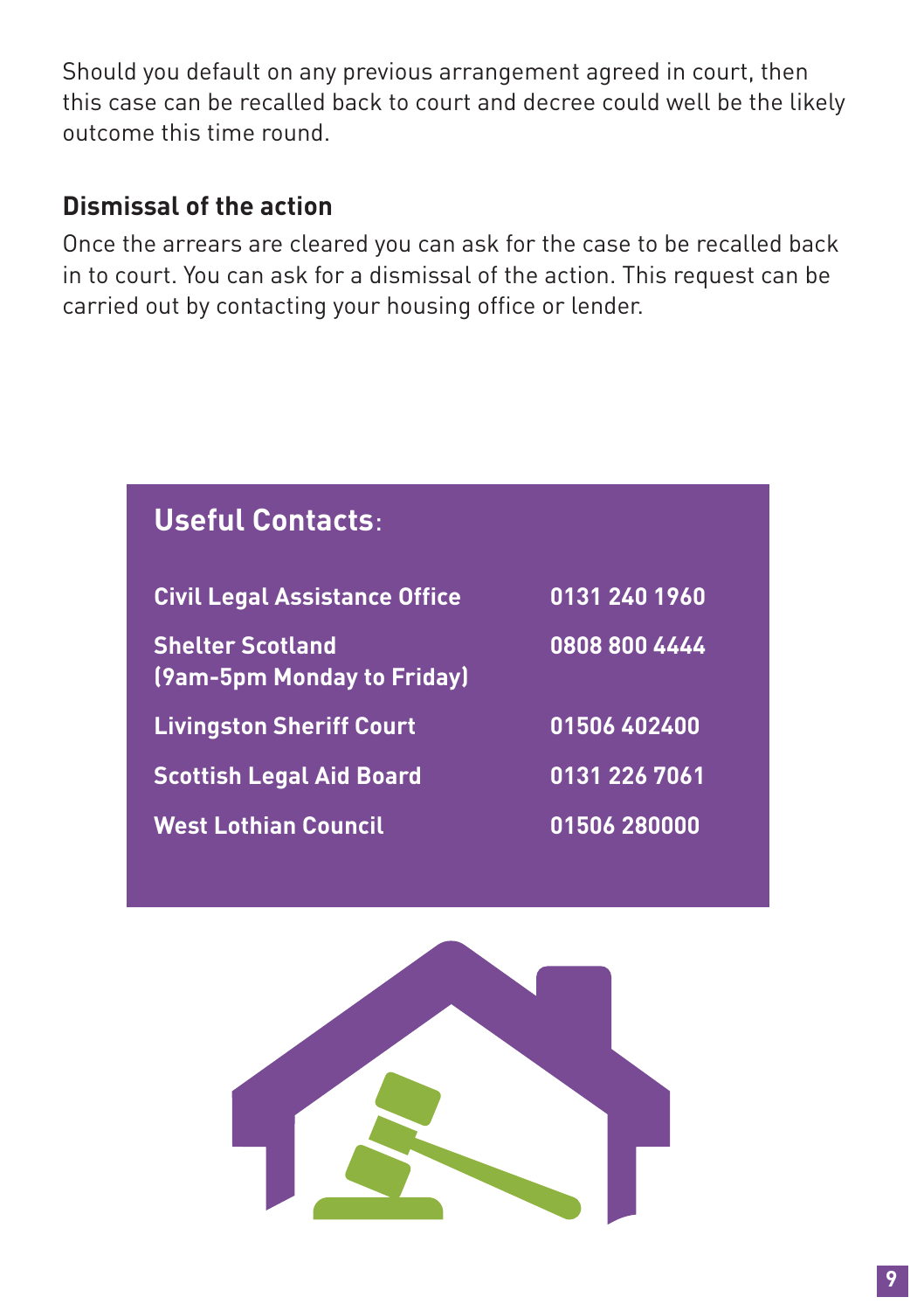Should you default on any previous arrangement agreed in court, then this case can be recalled back to court and decree could well be the likely outcome this time round.

### Dismissal of the action

Once the arrears are cleared you can ask for the case to be recalled back in to court. You can ask for a dismissal of the action. This request can be carried out by contacting your housing office or lender.

## Useful Contacts:

| | |
|---|---|
| **Civil Legal Assistance Office** | **0131 240 1960** |
| **Shelter Scotland (9am-5pm Monday to Friday)** | **0808 800 4444** |
| **Livingston Sheriff Court** | **01506 402400** |
| **Scottish Legal Aid Board** | **0131 226 7061** |
| **West Lothian Council** | **01506 280000** |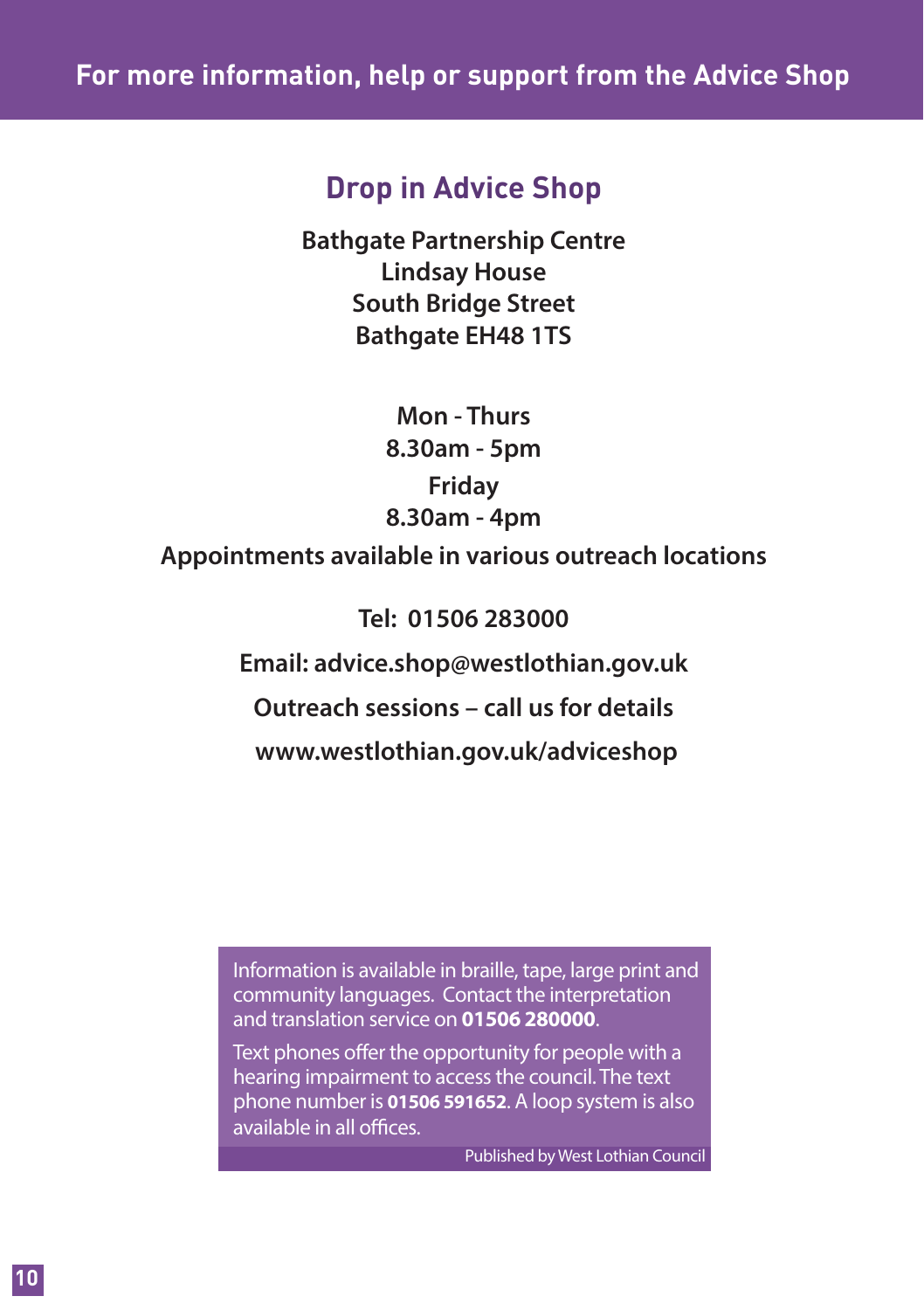## For more information, help or support from the Advice Shop

### Drop in Advice Shop

**Bathgate Partnership Centre**
**Lindsay House**
**South Bridge Street**
**Bathgate EH48 1TS**

**Mon - Thurs**
**8.30am - 5pm**
**Friday**
**8.30am - 4pm**

**Appointments available in various outreach locations**

**Tel: 01506 283000**

**Email: advice.shop@westlothian.gov.uk**

**Outreach sessions – call us for details**

**www.westlothian.gov.uk/adviceshop**

Information is available in braille, tape, large print and community languages. Contact the interpretation and translation service on **01506 280000**.

Text phones offer the opportunity for people with a hearing impairment to access the council. The text phone number is **01506 591652**. A loop system is also available in all offices.

Published by West Lothian Council